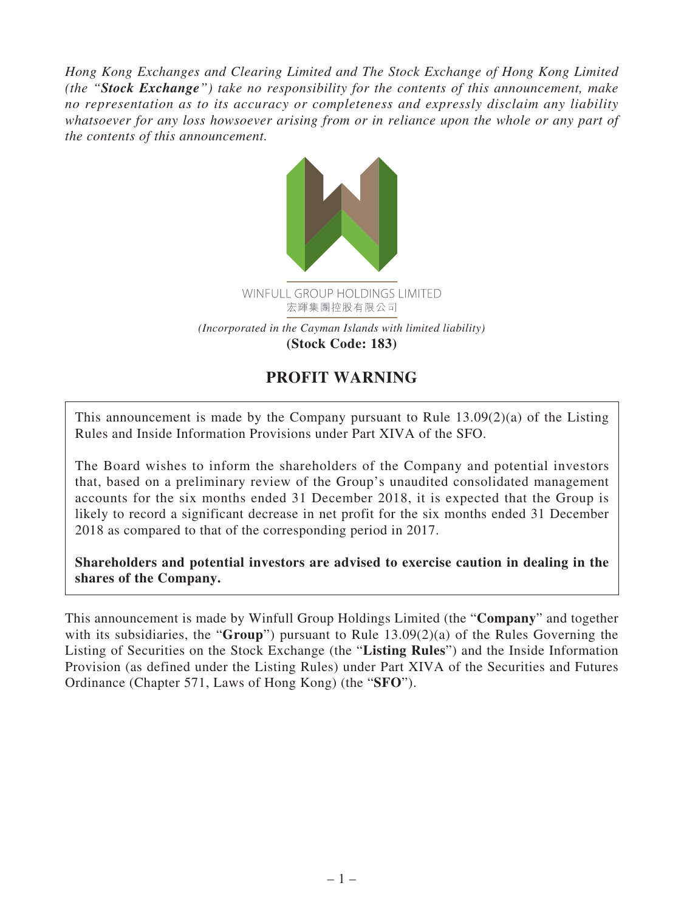*Hong Kong Exchanges and Clearing Limited and The Stock Exchange of Hong Kong Limited (the "**Stock Exchange**") take no responsibility for the contents of this announcement, make no representation as to its accuracy or completeness and expressly disclaim any liability whatsoever for any loss howsoever arising from or in reliance upon the whole or any part of the contents of this announcement.*

WINFULL GROUP HOLDINGS LIMITED
宏輝集團控股有限公司

*(Incorporated in the Cayman Islands with limited liability)*
**(Stock Code: 183)**

# PROFIT WARNING

This announcement is made by the Company pursuant to Rule 13.09(2)(a) of the Listing Rules and Inside Information Provisions under Part XIVA of the SFO.

The Board wishes to inform the shareholders of the Company and potential investors that, based on a preliminary review of the Group's unaudited consolidated management accounts for the six months ended 31 December 2018, it is expected that the Group is likely to record a significant decrease in net profit for the six months ended 31 December 2018 as compared to that of the corresponding period in 2017.

**Shareholders and potential investors are advised to exercise caution in dealing in the shares of the Company.**

This announcement is made by Winfull Group Holdings Limited (the "**Company**" and together with its subsidiaries, the "**Group**") pursuant to Rule 13.09(2)(a) of the Rules Governing the Listing of Securities on the Stock Exchange (the "**Listing Rules**") and the Inside Information Provision (as defined under the Listing Rules) under Part XIVA of the Securities and Futures Ordinance (Chapter 571, Laws of Hong Kong) (the "**SFO**").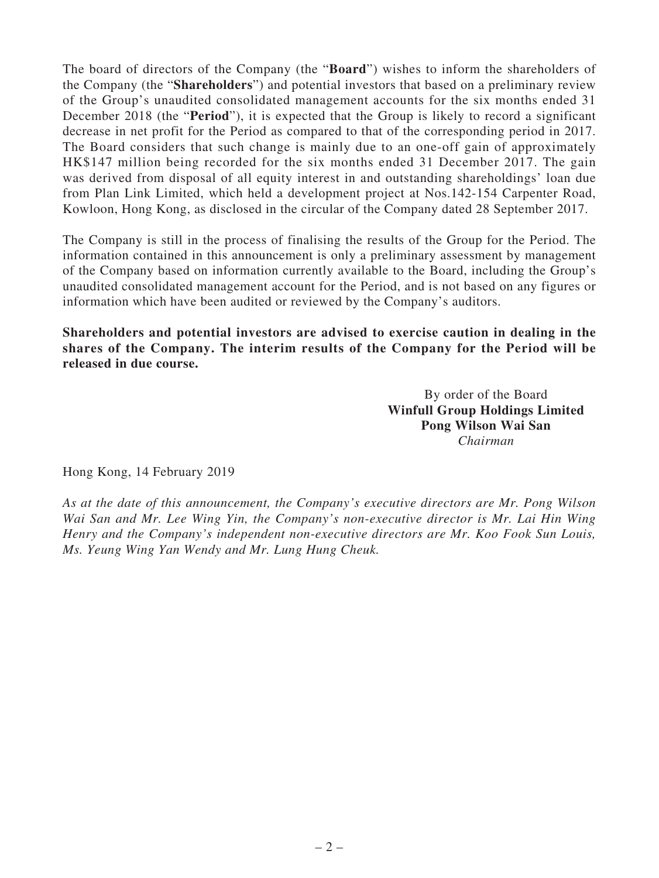The board of directors of the Company (the "**Board**") wishes to inform the shareholders of the Company (the "**Shareholders**") and potential investors that based on a preliminary review of the Group's unaudited consolidated management accounts for the six months ended 31 December 2018 (the "**Period**"), it is expected that the Group is likely to record a significant decrease in net profit for the Period as compared to that of the corresponding period in 2017. The Board considers that such change is mainly due to an one-off gain of approximately HK$147 million being recorded for the six months ended 31 December 2017. The gain was derived from disposal of all equity interest in and outstanding shareholdings' loan due from Plan Link Limited, which held a development project at Nos.142-154 Carpenter Road, Kowloon, Hong Kong, as disclosed in the circular of the Company dated 28 September 2017.

The Company is still in the process of finalising the results of the Group for the Period. The information contained in this announcement is only a preliminary assessment by management of the Company based on information currently available to the Board, including the Group's unaudited consolidated management account for the Period, and is not based on any figures or information which have been audited or reviewed by the Company's auditors.

**Shareholders and potential investors are advised to exercise caution in dealing in the shares of the Company. The interim results of the Company for the Period will be released in due course.**

By order of the Board
**Winfull Group Holdings Limited**
**Pong Wilson Wai San**
*Chairman*

Hong Kong, 14 February 2019

*As at the date of this announcement, the Company's executive directors are Mr. Pong Wilson Wai San and Mr. Lee Wing Yin, the Company's non-executive director is Mr. Lai Hin Wing Henry and the Company's independent non-executive directors are Mr. Koo Fook Sun Louis, Ms. Yeung Wing Yan Wendy and Mr. Lung Hung Cheuk.*